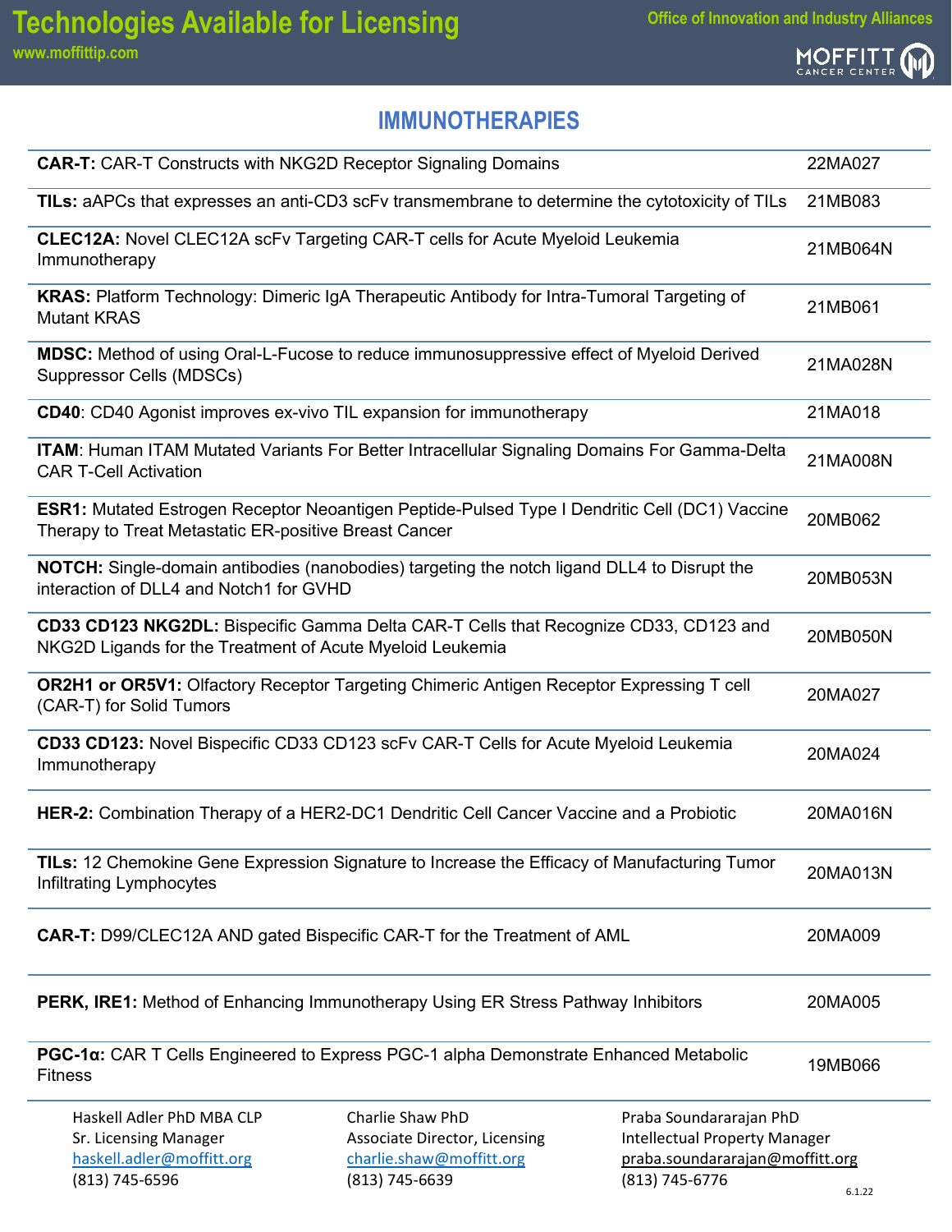# Technologies Available for Licensing

www.moffittip.com

Office of Innovation and Industry Alliances

## IMMUNOTHERAPIES

| | |
|---|---|
| **CAR-T:** CAR-T Constructs with NKG2D Receptor Signaling Domains | 22MA027 |
| **TILs:** aAPCs that expresses an anti-CD3 scFv transmembrane to determine the cytotoxicity of TILs | 21MB083 |
| **CLEC12A:** Novel CLEC12A scFv Targeting CAR-T cells for Acute Myeloid Leukemia Immunotherapy | 21MB064N |
| **KRAS:** Platform Technology: Dimeric IgA Therapeutic Antibody for Intra-Tumoral Targeting of Mutant KRAS | 21MB061 |
| **MDSC:** Method of using Oral-L-Fucose to reduce immunosuppressive effect of Myeloid Derived Suppressor Cells (MDSCs) | 21MA028N |
| **CD40**: CD40 Agonist improves ex-vivo TIL expansion for immunotherapy | 21MA018 |
| **ITAM**: Human ITAM Mutated Variants For Better Intracellular Signaling Domains For Gamma-Delta CAR T-Cell Activation | 21MA008N |
| **ESR1:** Mutated Estrogen Receptor Neoantigen Peptide-Pulsed Type I Dendritic Cell (DC1) Vaccine Therapy to Treat Metastatic ER-positive Breast Cancer | 20MB062 |
| **NOTCH:** Single-domain antibodies (nanobodies) targeting the notch ligand DLL4 to Disrupt the interaction of DLL4 and Notch1 for GVHD | 20MB053N |
| **CD33 CD123 NKG2DL:** Bispecific Gamma Delta CAR-T Cells that Recognize CD33, CD123 and NKG2D Ligands for the Treatment of Acute Myeloid Leukemia | 20MB050N |
| **OR2H1 or OR5V1:** Olfactory Receptor Targeting Chimeric Antigen Receptor Expressing T cell (CAR-T) for Solid Tumors | 20MA027 |
| **CD33 CD123:** Novel Bispecific CD33 CD123 scFv CAR-T Cells for Acute Myeloid Leukemia Immunotherapy | 20MA024 |
| **HER-2:** Combination Therapy of a HER2-DC1 Dendritic Cell Cancer Vaccine and a Probiotic | 20MA016N |
| **TILs:** 12 Chemokine Gene Expression Signature to Increase the Efficacy of Manufacturing Tumor Infiltrating Lymphocytes | 20MA013N |
| **CAR-T:** D99/CLEC12A AND gated Bispecific CAR-T for the Treatment of AML | 20MA009 |
| **PERK, IRE1:** Method of Enhancing Immunotherapy Using ER Stress Pathway Inhibitors | 20MA005 |
| **PGC-1α:** CAR T Cells Engineered to Express PGC-1 alpha Demonstrate Enhanced Metabolic Fitness | 19MB066 |

Haskell Adler PhD MBA CLP
Sr. Licensing Manager
haskell.adler@moffitt.org
(813) 745-6596

Charlie Shaw PhD
Associate Director, Licensing
charlie.shaw@moffitt.org
(813) 745-6639

Praba Soundararajan PhD
Intellectual Property Manager
praba.soundararajan@moffitt.org
(813) 745-6776

6.1.22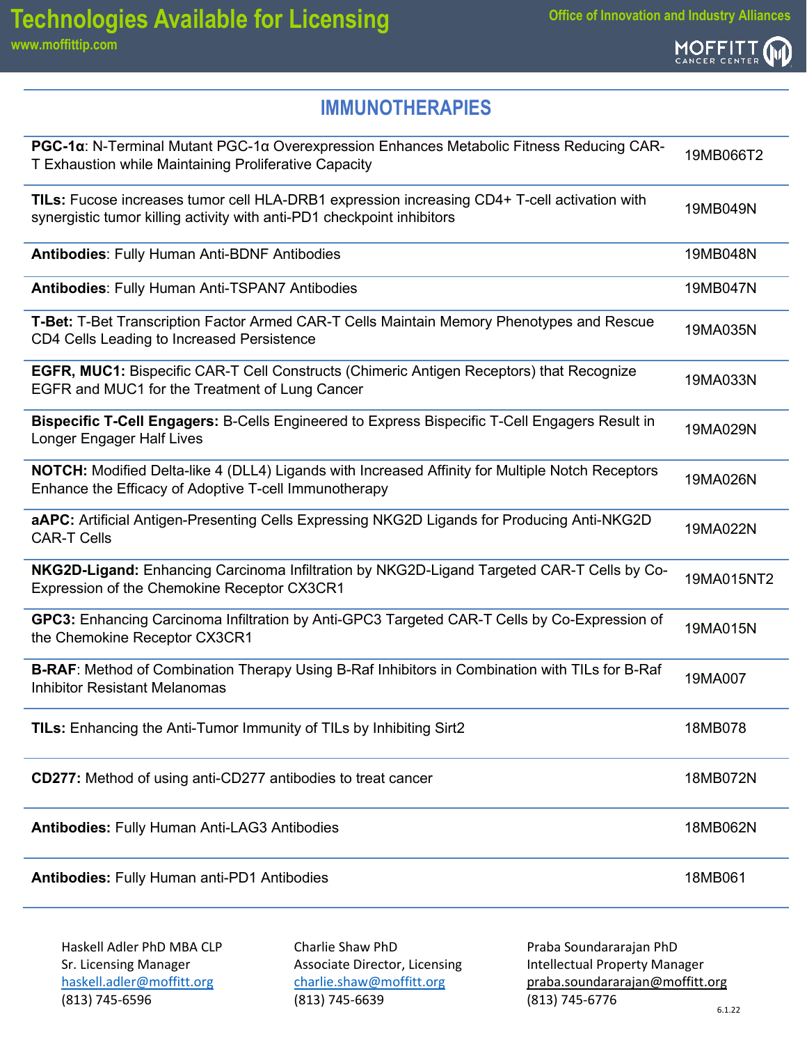# Technologies Available for Licensing

www.moffittip.com

Office of Innovation and Industry Alliances

MOFFITT CANCER CENTER

## IMMUNOTHERAPIES

| | |
|---|---|
| **PGC-1α**: N-Terminal Mutant PGC-1α Overexpression Enhances Metabolic Fitness Reducing CAR-T Exhaustion while Maintaining Proliferative Capacity | 19MB066T2 |
| **TILs:** Fucose increases tumor cell HLA-DRB1 expression increasing CD4+ T-cell activation with synergistic tumor killing activity with anti-PD1 checkpoint inhibitors | 19MB049N |
| **Antibodies**: Fully Human Anti-BDNF Antibodies | 19MB048N |
| **Antibodies**: Fully Human Anti-TSPAN7 Antibodies | 19MB047N |
| **T-Bet:** T-Bet Transcription Factor Armed CAR-T Cells Maintain Memory Phenotypes and Rescue CD4 Cells Leading to Increased Persistence | 19MA035N |
| **EGFR, MUC1:** Bispecific CAR-T Cell Constructs (Chimeric Antigen Receptors) that Recognize EGFR and MUC1 for the Treatment of Lung Cancer | 19MA033N |
| **Bispecific T-Cell Engagers:** B-Cells Engineered to Express Bispecific T-Cell Engagers Result in Longer Engager Half Lives | 19MA029N |
| **NOTCH:** Modified Delta-like 4 (DLL4) Ligands with Increased Affinity for Multiple Notch Receptors Enhance the Efficacy of Adoptive T-cell Immunotherapy | 19MA026N |
| **aAPC:** Artificial Antigen-Presenting Cells Expressing NKG2D Ligands for Producing Anti-NKG2D CAR-T Cells | 19MA022N |
| **NKG2D-Ligand:** Enhancing Carcinoma Infiltration by NKG2D-Ligand Targeted CAR-T Cells by Co-Expression of the Chemokine Receptor CX3CR1 | 19MA015NT2 |
| **GPC3:** Enhancing Carcinoma Infiltration by Anti-GPC3 Targeted CAR-T Cells by Co-Expression of the Chemokine Receptor CX3CR1 | 19MA015N |
| **B-RAF**: Method of Combination Therapy Using B-Raf Inhibitors in Combination with TILs for B-Raf Inhibitor Resistant Melanomas | 19MA007 |
| **TILs:** Enhancing the Anti-Tumor Immunity of TILs by Inhibiting Sirt2 | 18MB078 |
| **CD277:** Method of using anti-CD277 antibodies to treat cancer | 18MB072N |
| **Antibodies:** Fully Human Anti-LAG3 Antibodies | 18MB062N |
| **Antibodies:** Fully Human anti-PD1 Antibodies | 18MB061 |

Haskell Adler PhD MBA CLP
Sr. Licensing Manager
haskell.adler@moffitt.org
(813) 745-6596

Charlie Shaw PhD
Associate Director, Licensing
charlie.shaw@moffitt.org
(813) 745-6639

Praba Soundararajan PhD
Intellectual Property Manager
praba.soundararajan@moffitt.org
(813) 745-6776

6.1.22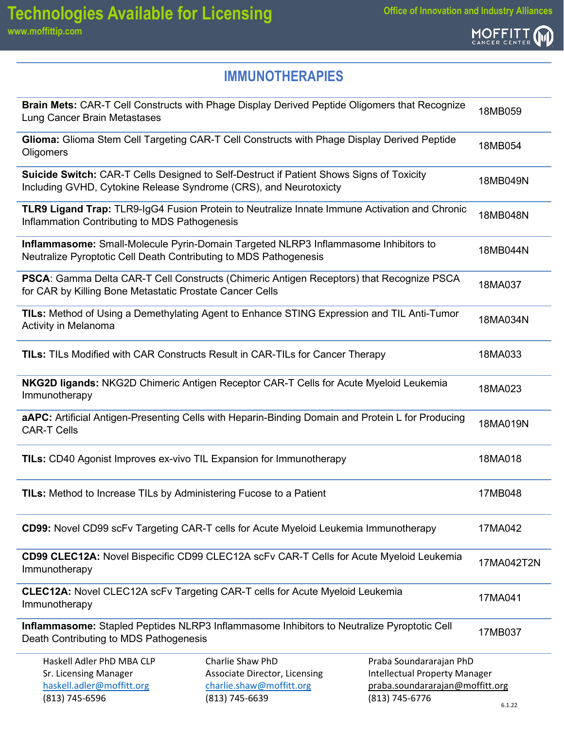## IMMUNOTHERAPIES

| | |
|---|---|
| **Brain Mets:** CAR-T Cell Constructs with Phage Display Derived Peptide Oligomers that Recognize Lung Cancer Brain Metastases | 18MB059 |
| **Glioma:** Glioma Stem Cell Targeting CAR-T Cell Constructs with Phage Display Derived Peptide Oligomers | 18MB054 |
| **Suicide Switch:** CAR-T Cells Designed to Self-Destruct if Patient Shows Signs of Toxicity Including GVHD, Cytokine Release Syndrome (CRS), and Neurotoxicty | 18MB049N |
| **TLR9 Ligand Trap:** TLR9-IgG4 Fusion Protein to Neutralize Innate Immune Activation and Chronic Inflammation Contributing to MDS Pathogenesis | 18MB048N |
| **Inflammasome:** Small-Molecule Pyrin-Domain Targeted NLRP3 Inflammasome Inhibitors to Neutralize Pyroptotic Cell Death Contributing to MDS Pathogenesis | 18MB044N |
| **PSCA**: Gamma Delta CAR-T Cell Constructs (Chimeric Antigen Receptors) that Recognize PSCA for CAR by Killing Bone Metastatic Prostate Cancer Cells | 18MA037 |
| **TILs:** Method of Using a Demethylating Agent to Enhance STING Expression and TIL Anti-Tumor Activity in Melanoma | 18MA034N |
| **TILs:** TILs Modified with CAR Constructs Result in CAR-TILs for Cancer Therapy | 18MA033 |
| **NKG2D ligands:** NKG2D Chimeric Antigen Receptor CAR-T Cells for Acute Myeloid Leukemia Immunotherapy | 18MA023 |
| **aAPC:** Artificial Antigen-Presenting Cells with Heparin-Binding Domain and Protein L for Producing CAR-T Cells | 18MA019N |
| **TILs:** CD40 Agonist Improves ex-vivo TIL Expansion for Immunotherapy | 18MA018 |
| **TILs:** Method to Increase TILs by Administering Fucose to a Patient | 17MB048 |
| **CD99:** Novel CD99 scFv Targeting CAR-T cells for Acute Myeloid Leukemia Immunotherapy | 17MA042 |
| **CD99 CLEC12A:** Novel Bispecific CD99 CLEC12A scFv CAR-T Cells for Acute Myeloid Leukemia Immunotherapy | 17MA042T2N |
| **CLEC12A:** Novel CLEC12A scFv Targeting CAR-T cells for Acute Myeloid Leukemia Immunotherapy | 17MA041 |
| **Inflammasome:** Stapled Peptides NLRP3 Inflammasome Inhibitors to Neutralize Pyroptotic Cell Death Contributing to MDS Pathogenesis | 17MB037 |

Haskell Adler PhD MBA CLP
Sr. Licensing Manager
haskell.adler@moffitt.org
(813) 745-6596

Charlie Shaw PhD
Associate Director, Licensing
charlie.shaw@moffitt.org
(813) 745-6639

Praba Soundararajan PhD
Intellectual Property Manager
praba.soundararajan@moffitt.org
(813) 745-6776

6.1.22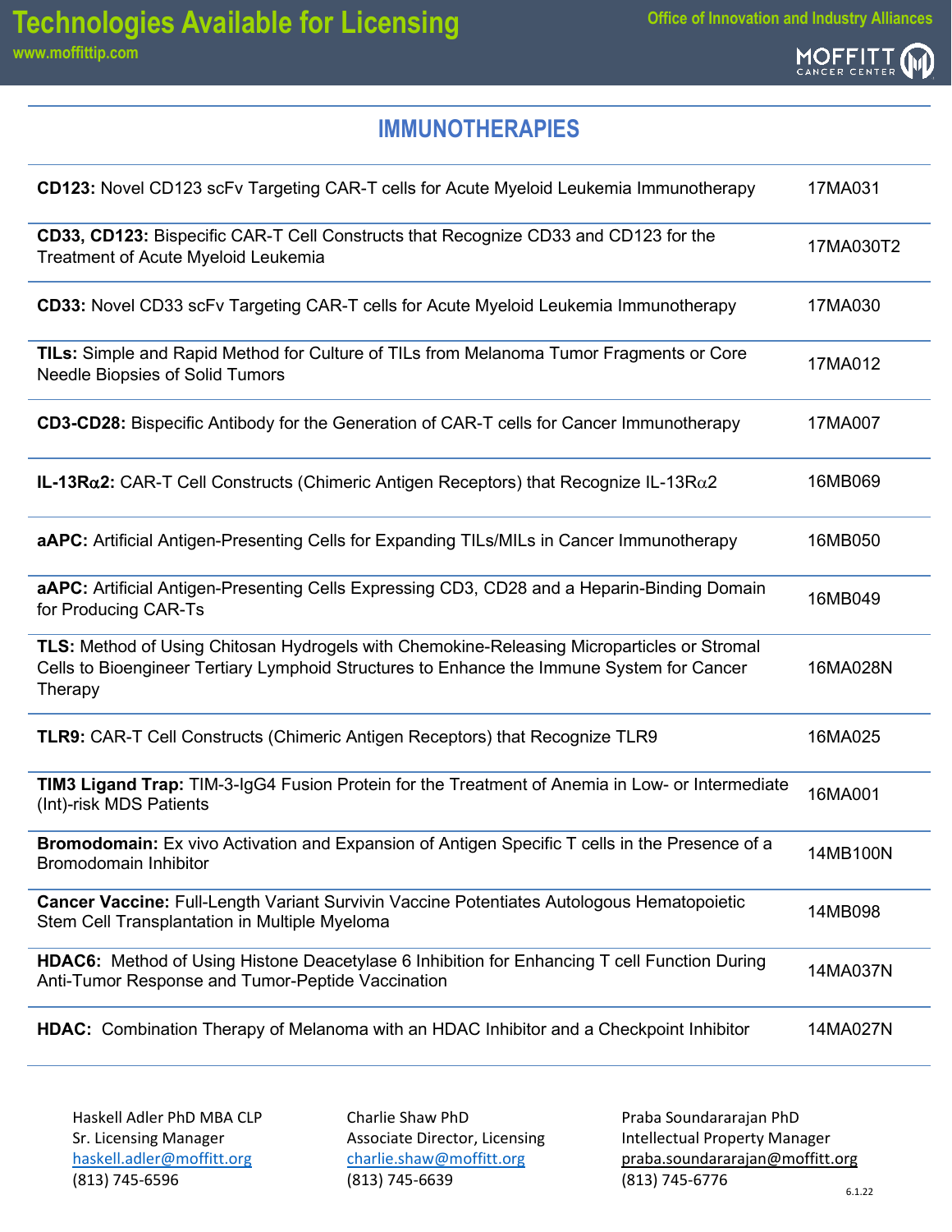# Technologies Available for Licensing

www.moffittip.com

Office of Innovation and Industry Alliances

MOFFITT CANCER CENTER

## IMMUNOTHERAPIES

| | |
|---|---|
| **CD123:** Novel CD123 scFv Targeting CAR-T cells for Acute Myeloid Leukemia Immunotherapy | 17MA031 |
| **CD33, CD123:** Bispecific CAR-T Cell Constructs that Recognize CD33 and CD123 for the Treatment of Acute Myeloid Leukemia | 17MA030T2 |
| **CD33:** Novel CD33 scFv Targeting CAR-T cells for Acute Myeloid Leukemia Immunotherapy | 17MA030 |
| **TILs:** Simple and Rapid Method for Culture of TILs from Melanoma Tumor Fragments or Core Needle Biopsies of Solid Tumors | 17MA012 |
| **CD3-CD28:** Bispecific Antibody for the Generation of CAR-T cells for Cancer Immunotherapy | 17MA007 |
| **IL-13Rα2:** CAR-T Cell Constructs (Chimeric Antigen Receptors) that Recognize IL-13Rα2 | 16MB069 |
| **aAPC:** Artificial Antigen-Presenting Cells for Expanding TILs/MILs in Cancer Immunotherapy | 16MB050 |
| **aAPC:** Artificial Antigen-Presenting Cells Expressing CD3, CD28 and a Heparin-Binding Domain for Producing CAR-Ts | 16MB049 |
| **TLS:** Method of Using Chitosan Hydrogels with Chemokine-Releasing Microparticles or Stromal Cells to Bioengineer Tertiary Lymphoid Structures to Enhance the Immune System for Cancer Therapy | 16MA028N |
| **TLR9:** CAR-T Cell Constructs (Chimeric Antigen Receptors) that Recognize TLR9 | 16MA025 |
| **TIM3 Ligand Trap:** TIM-3-IgG4 Fusion Protein for the Treatment of Anemia in Low- or Intermediate (Int)-risk MDS Patients | 16MA001 |
| **Bromodomain:** Ex vivo Activation and Expansion of Antigen Specific T cells in the Presence of a Bromodomain Inhibitor | 14MB100N |
| **Cancer Vaccine:** Full-Length Variant Survivin Vaccine Potentiates Autologous Hematopoietic Stem Cell Transplantation in Multiple Myeloma | 14MB098 |
| **HDAC6:** Method of Using Histone Deacetylase 6 Inhibition for Enhancing T cell Function During Anti-Tumor Response and Tumor-Peptide Vaccination | 14MA037N |
| **HDAC:** Combination Therapy of Melanoma with an HDAC Inhibitor and a Checkpoint Inhibitor | 14MA027N |

Haskell Adler PhD MBA CLP
Sr. Licensing Manager
haskell.adler@moffitt.org
(813) 745-6596

Charlie Shaw PhD
Associate Director, Licensing
charlie.shaw@moffitt.org
(813) 745-6639

Praba Soundararajan PhD
Intellectual Property Manager
praba.soundararajan@moffitt.org
(813) 745-6776

6.1.22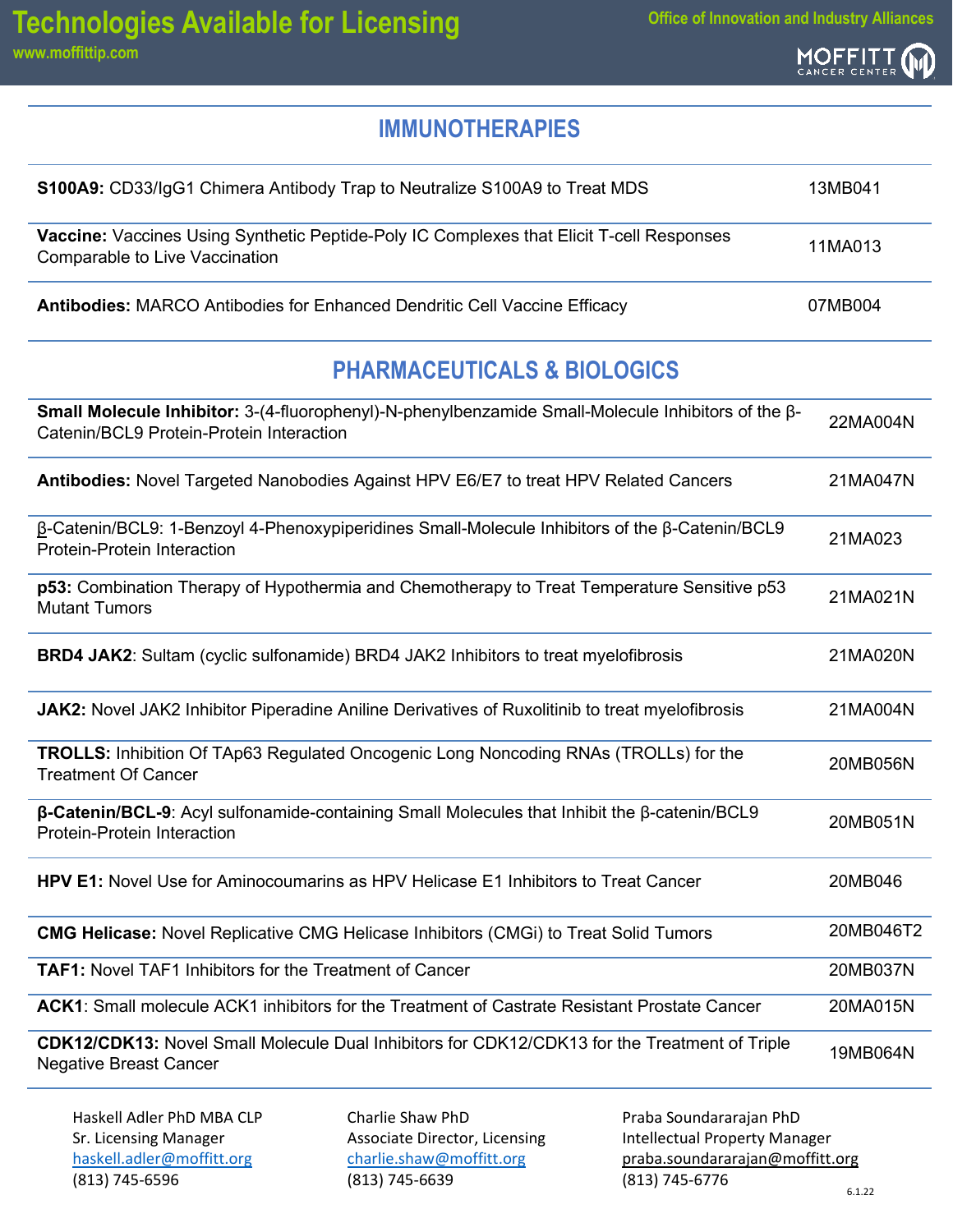# Technologies Available for Licensing

www.moffittip.com

Office of Innovation and Industry Alliances

MOFFITT CANCER CENTER

## IMMUNOTHERAPIES

| | |
|---|---|
| **S100A9:** CD33/IgG1 Chimera Antibody Trap to Neutralize S100A9 to Treat MDS | 13MB041 |
| **Vaccine:** Vaccines Using Synthetic Peptide-Poly IC Complexes that Elicit T-cell Responses Comparable to Live Vaccination | 11MA013 |
| **Antibodies:** MARCO Antibodies for Enhanced Dendritic Cell Vaccine Efficacy | 07MB004 |

## PHARMACEUTICALS & BIOLOGICS

| | |
|---|---|
| **Small Molecule Inhibitor:** 3-(4-fluorophenyl)-N-phenylbenzamide Small-Molecule Inhibitors of the β-Catenin/BCL9 Protein-Protein Interaction | 22MA004N |
| **Antibodies:** Novel Targeted Nanobodies Against HPV E6/E7 to treat HPV Related Cancers | 21MA047N |
| β-Catenin/BCL9: 1-Benzoyl 4-Phenoxypiperidines Small-Molecule Inhibitors of the β-Catenin/BCL9 Protein-Protein Interaction | 21MA023 |
| **p53:** Combination Therapy of Hypothermia and Chemotherapy to Treat Temperature Sensitive p53 Mutant Tumors | 21MA021N |
| **BRD4 JAK2**: Sultam (cyclic sulfonamide) BRD4 JAK2 Inhibitors to treat myelofibrosis | 21MA020N |
| **JAK2:** Novel JAK2 Inhibitor Piperadine Aniline Derivatives of Ruxolitinib to treat myelofibrosis | 21MA004N |
| **TROLLS:** Inhibition Of TAp63 Regulated Oncogenic Long Noncoding RNAs (TROLLs) for the Treatment Of Cancer | 20MB056N |
| **β-Catenin/BCL-9**: Acyl sulfonamide-containing Small Molecules that Inhibit the β-catenin/BCL9 Protein-Protein Interaction | 20MB051N |
| **HPV E1:** Novel Use for Aminocoumarins as HPV Helicase E1 Inhibitors to Treat Cancer | 20MB046 |
| **CMG Helicase:** Novel Replicative CMG Helicase Inhibitors (CMGi) to Treat Solid Tumors | 20MB046T2 |
| **TAF1:** Novel TAF1 Inhibitors for the Treatment of Cancer | 20MB037N |
| **ACK1**: Small molecule ACK1 inhibitors for the Treatment of Castrate Resistant Prostate Cancer | 20MA015N |
| **CDK12/CDK13:** Novel Small Molecule Dual Inhibitors for CDK12/CDK13 for the Treatment of Triple Negative Breast Cancer | 19MB064N |

Haskell Adler PhD MBA CLP
Sr. Licensing Manager
haskell.adler@moffitt.org
(813) 745-6596

Charlie Shaw PhD
Associate Director, Licensing
charlie.shaw@moffitt.org
(813) 745-6639

Praba Soundararajan PhD
Intellectual Property Manager
praba.soundararajan@moffitt.org
(813) 745-6776

6.1.22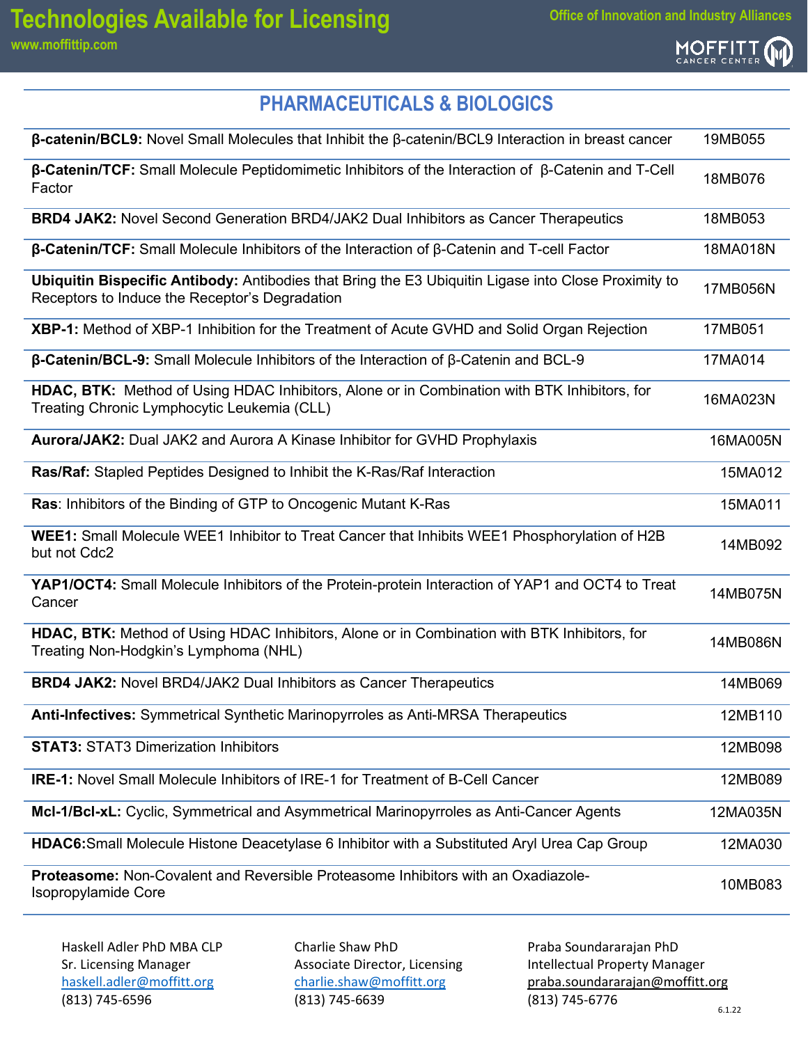# Technologies Available for Licensing

www.moffittip.com

Office of Innovation and Industry Alliances

## PHARMACEUTICALS & BIOLOGICS

| Technology | ID |
|---|---|
| **β-catenin/BCL9:** Novel Small Molecules that Inhibit the β-catenin/BCL9 Interaction in breast cancer | 19MB055 |
| **β-Catenin/TCF:** Small Molecule Peptidomimetic Inhibitors of the Interaction of β-Catenin and T-Cell Factor | 18MB076 |
| **BRD4 JAK2:** Novel Second Generation BRD4/JAK2 Dual Inhibitors as Cancer Therapeutics | 18MB053 |
| **β-Catenin/TCF:** Small Molecule Inhibitors of the Interaction of β-Catenin and T-cell Factor | 18MA018N |
| **Ubiquitin Bispecific Antibody:** Antibodies that Bring the E3 Ubiquitin Ligase into Close Proximity to Receptors to Induce the Receptor's Degradation | 17MB056N |
| **XBP-1:** Method of XBP-1 Inhibition for the Treatment of Acute GVHD and Solid Organ Rejection | 17MB051 |
| **β-Catenin/BCL-9:** Small Molecule Inhibitors of the Interaction of β-Catenin and BCL-9 | 17MA014 |
| **HDAC, BTK:** Method of Using HDAC Inhibitors, Alone or in Combination with BTK Inhibitors, for Treating Chronic Lymphocytic Leukemia (CLL) | 16MA023N |
| **Aurora/JAK2:** Dual JAK2 and Aurora A Kinase Inhibitor for GVHD Prophylaxis | 16MA005N |
| **Ras/Raf:** Stapled Peptides Designed to Inhibit the K-Ras/Raf Interaction | 15MA012 |
| **Ras**: Inhibitors of the Binding of GTP to Oncogenic Mutant K-Ras | 15MA011 |
| **WEE1:** Small Molecule WEE1 Inhibitor to Treat Cancer that Inhibits WEE1 Phosphorylation of H2B but not Cdc2 | 14MB092 |
| **YAP1/OCT4:** Small Molecule Inhibitors of the Protein-protein Interaction of YAP1 and OCT4 to Treat Cancer | 14MB075N |
| **HDAC, BTK:** Method of Using HDAC Inhibitors, Alone or in Combination with BTK Inhibitors, for Treating Non-Hodgkin's Lymphoma (NHL) | 14MB086N |
| **BRD4 JAK2:** Novel BRD4/JAK2 Dual Inhibitors as Cancer Therapeutics | 14MB069 |
| **Anti-Infectives:** Symmetrical Synthetic Marinopyrroles as Anti-MRSA Therapeutics | 12MB110 |
| **STAT3:** STAT3 Dimerization Inhibitors | 12MB098 |
| **IRE-1:** Novel Small Molecule Inhibitors of IRE-1 for Treatment of B-Cell Cancer | 12MB089 |
| **Mcl-1/Bcl-xL:** Cyclic, Symmetrical and Asymmetrical Marinopyrroles as Anti-Cancer Agents | 12MA035N |
| **HDAC6:** Small Molecule Histone Deacetylase 6 Inhibitor with a Substituted Aryl Urea Cap Group | 12MA030 |
| **Proteasome:** Non-Covalent and Reversible Proteasome Inhibitors with an Oxadiazole-Isopropylamide Core | 10MB083 |

Haskell Adler PhD MBA CLP
Sr. Licensing Manager
haskell.adler@moffitt.org
(813) 745-6596

Charlie Shaw PhD
Associate Director, Licensing
charlie.shaw@moffitt.org
(813) 745-6639

Praba Soundararajan PhD
Intellectual Property Manager
praba.soundararajan@moffitt.org
(813) 745-6776

6.1.22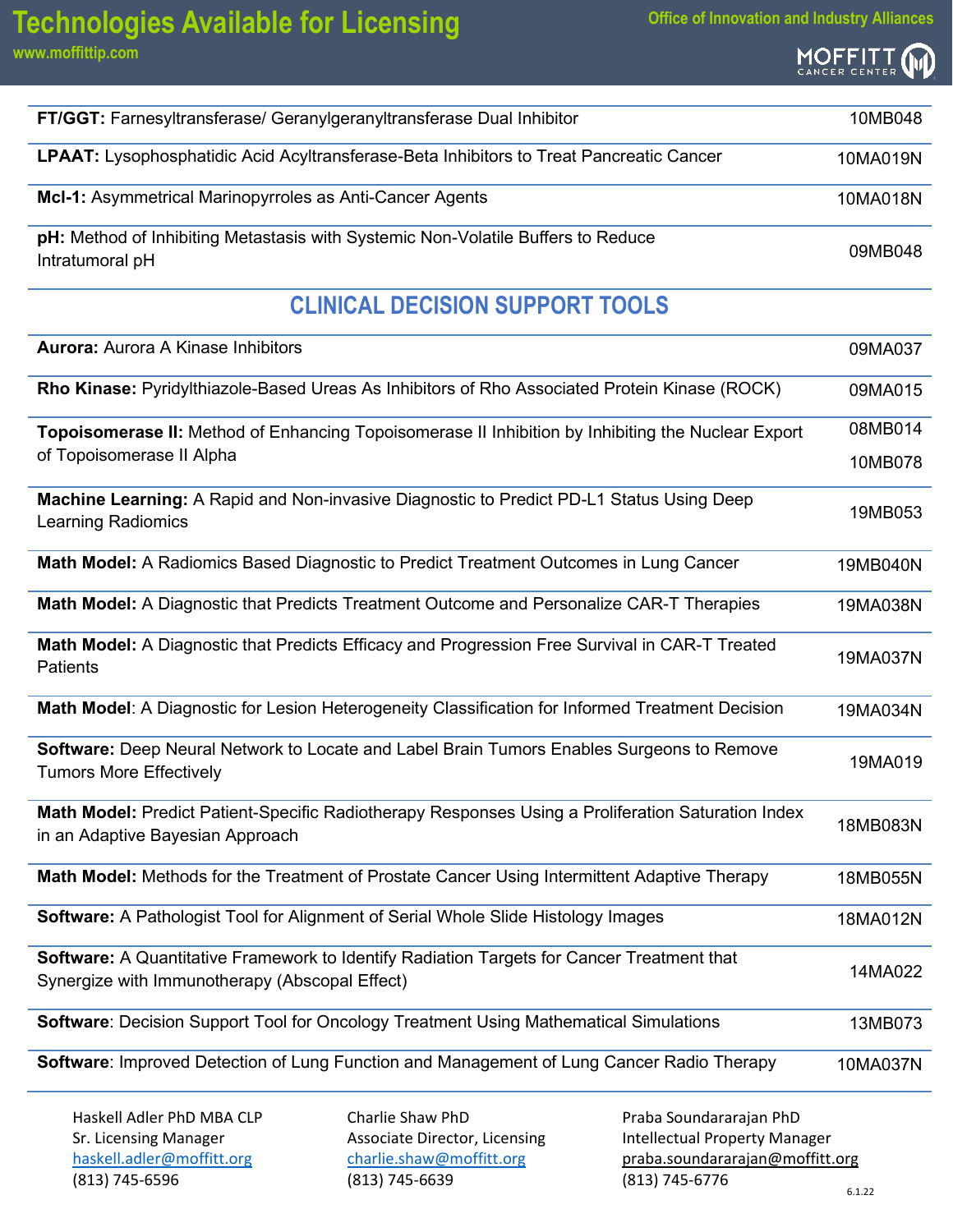| | |
|---|---|
| **FT/GGT:** Farnesyltransferase/ Geranylgeranyltransferase Dual Inhibitor | 10MB048 |
| **LPAAT:** Lysophosphatidic Acid Acyltransferase-Beta Inhibitors to Treat Pancreatic Cancer | 10MA019N |
| **Mcl-1:** Asymmetrical Marinopyrroles as Anti-Cancer Agents | 10MA018N |
| **pH:** Method of Inhibiting Metastasis with Systemic Non-Volatile Buffers to Reduce Intratumoral pH | 09MB048 |

## CLINICAL DECISION SUPPORT TOOLS

| | |
|---|---|
| **Aurora:** Aurora A Kinase Inhibitors | 09MA037 |
| **Rho Kinase:** Pyridylthiazole-Based Ureas As Inhibitors of Rho Associated Protein Kinase (ROCK) | 09MA015 |
| **Topoisomerase II:** Method of Enhancing Topoisomerase II Inhibition by Inhibiting the Nuclear Export of Topoisomerase II Alpha | 08MB014<br>10MB078 |
| **Machine Learning:** A Rapid and Non-invasive Diagnostic to Predict PD-L1 Status Using Deep Learning Radiomics | 19MB053 |
| **Math Model:** A Radiomics Based Diagnostic to Predict Treatment Outcomes in Lung Cancer | 19MB040N |
| **Math Model:** A Diagnostic that Predicts Treatment Outcome and Personalize CAR-T Therapies | 19MA038N |
| **Math Model:** A Diagnostic that Predicts Efficacy and Progression Free Survival in CAR-T Treated Patients | 19MA037N |
| **Math Model**: A Diagnostic for Lesion Heterogeneity Classification for Informed Treatment Decision | 19MA034N |
| **Software:** Deep Neural Network to Locate and Label Brain Tumors Enables Surgeons to Remove Tumors More Effectively | 19MA019 |
| **Math Model:** Predict Patient-Specific Radiotherapy Responses Using a Proliferation Saturation Index in an Adaptive Bayesian Approach | 18MB083N |
| **Math Model:** Methods for the Treatment of Prostate Cancer Using Intermittent Adaptive Therapy | 18MB055N |
| **Software:** A Pathologist Tool for Alignment of Serial Whole Slide Histology Images | 18MA012N |
| **Software:** A Quantitative Framework to Identify Radiation Targets for Cancer Treatment that Synergize with Immunotherapy (Abscopal Effect) | 14MA022 |
| **Software**: Decision Support Tool for Oncology Treatment Using Mathematical Simulations | 13MB073 |
| **Software**: Improved Detection of Lung Function and Management of Lung Cancer Radio Therapy | 10MA037N |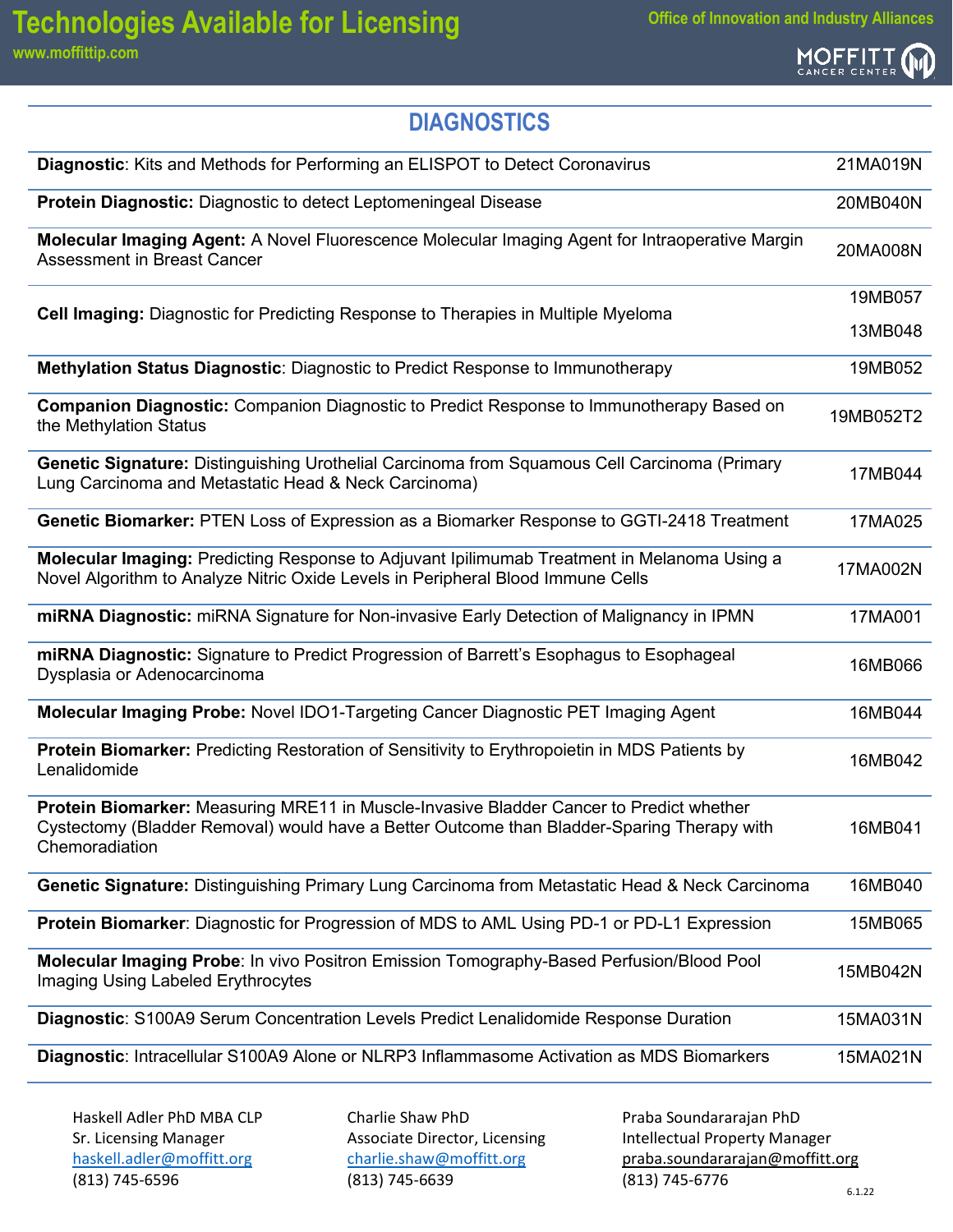# Technologies Available for Licensing

www.moffittip.com

Office of Innovation and Industry Alliances

## DIAGNOSTICS

| | |
|---|---|
| **Diagnostic**: Kits and Methods for Performing an ELISPOT to Detect Coronavirus | 21MA019N |
| **Protein Diagnostic:** Diagnostic to detect Leptomeningeal Disease | 20MB040N |
| **Molecular Imaging Agent:** A Novel Fluorescence Molecular Imaging Agent for Intraoperative Margin Assessment in Breast Cancer | 20MA008N |
| **Cell Imaging:** Diagnostic for Predicting Response to Therapies in Multiple Myeloma | 19MB057<br>13MB048 |
| **Methylation Status Diagnostic**: Diagnostic to Predict Response to Immunotherapy | 19MB052 |
| **Companion Diagnostic:** Companion Diagnostic to Predict Response to Immunotherapy Based on the Methylation Status | 19MB052T2 |
| **Genetic Signature:** Distinguishing Urothelial Carcinoma from Squamous Cell Carcinoma (Primary Lung Carcinoma and Metastatic Head & Neck Carcinoma) | 17MB044 |
| **Genetic Biomarker:** PTEN Loss of Expression as a Biomarker Response to GGTI-2418 Treatment | 17MA025 |
| **Molecular Imaging:** Predicting Response to Adjuvant Ipilimumab Treatment in Melanoma Using a Novel Algorithm to Analyze Nitric Oxide Levels in Peripheral Blood Immune Cells | 17MA002N |
| **miRNA Diagnostic:** miRNA Signature for Non-invasive Early Detection of Malignancy in IPMN | 17MA001 |
| **miRNA Diagnostic:** Signature to Predict Progression of Barrett's Esophagus to Esophageal Dysplasia or Adenocarcinoma | 16MB066 |
| **Molecular Imaging Probe:** Novel IDO1-Targeting Cancer Diagnostic PET Imaging Agent | 16MB044 |
| **Protein Biomarker:** Predicting Restoration of Sensitivity to Erythropoietin in MDS Patients by Lenalidomide | 16MB042 |
| **Protein Biomarker:** Measuring MRE11 in Muscle-Invasive Bladder Cancer to Predict whether Cystectomy (Bladder Removal) would have a Better Outcome than Bladder-Sparing Therapy with Chemoradiation | 16MB041 |
| **Genetic Signature:** Distinguishing Primary Lung Carcinoma from Metastatic Head & Neck Carcinoma | 16MB040 |
| **Protein Biomarker**: Diagnostic for Progression of MDS to AML Using PD-1 or PD-L1 Expression | 15MB065 |
| **Molecular Imaging Probe**: In vivo Positron Emission Tomography-Based Perfusion/Blood Pool Imaging Using Labeled Erythrocytes | 15MB042N |
| **Diagnostic**: S100A9 Serum Concentration Levels Predict Lenalidomide Response Duration | 15MA031N |
| **Diagnostic**: Intracellular S100A9 Alone or NLRP3 Inflammasome Activation as MDS Biomarkers | 15MA021N |

Haskell Adler PhD MBA CLP
Sr. Licensing Manager
haskell.adler@moffitt.org
(813) 745-6596

Charlie Shaw PhD
Associate Director, Licensing
charlie.shaw@moffitt.org
(813) 745-6639

Praba Soundararajan PhD
Intellectual Property Manager
praba.soundararajan@moffitt.org
(813) 745-6776

6.1.22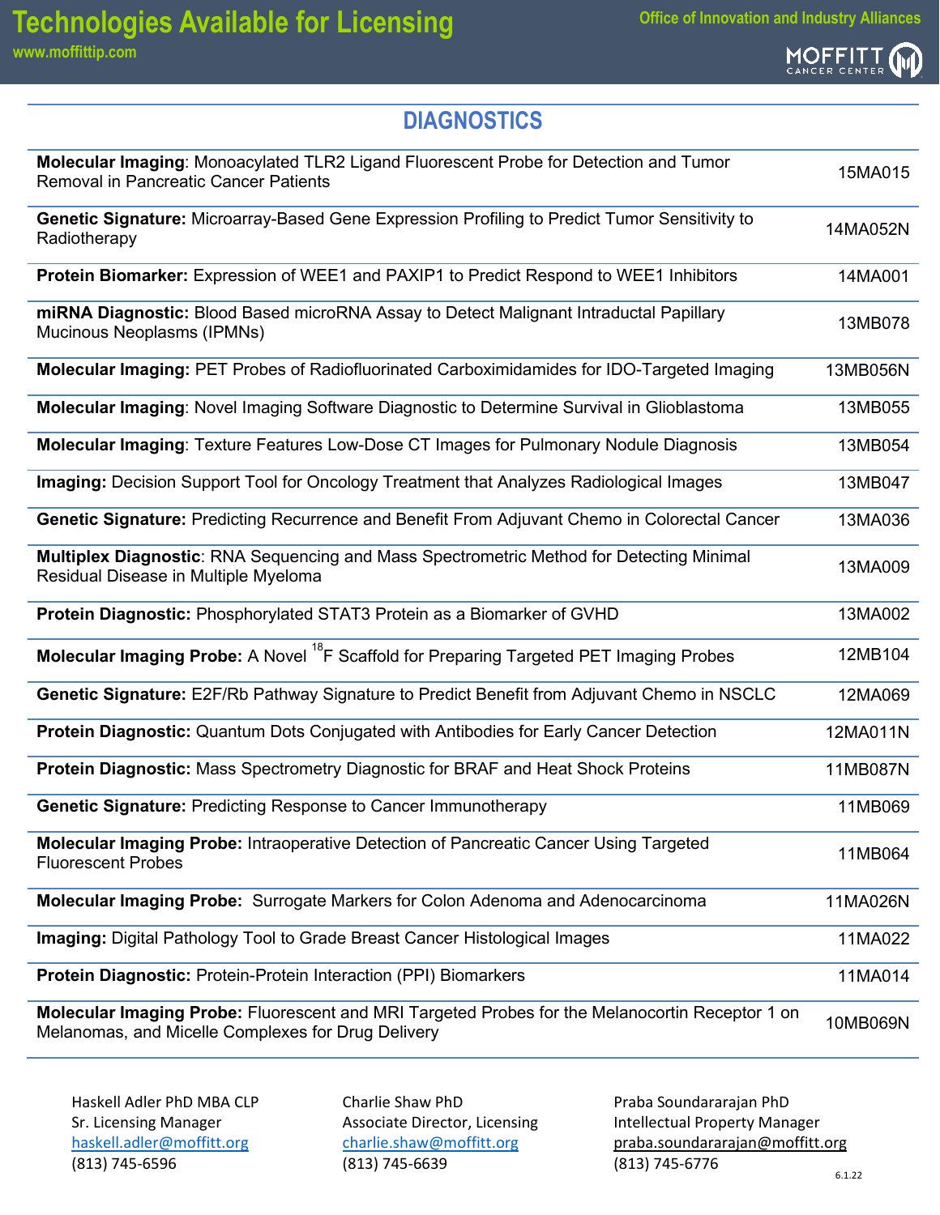# Technologies Available for Licensing

www.moffittip.com

Office of Innovation and Industry Alliances

MOFFITT CANCER CENTER

## DIAGNOSTICS

| | |
|---|---|
| **Molecular Imaging**: Monoacylated TLR2 Ligand Fluorescent Probe for Detection and Tumor Removal in Pancreatic Cancer Patients | 15MA015 |
| **Genetic Signature:** Microarray-Based Gene Expression Profiling to Predict Tumor Sensitivity to Radiotherapy | 14MA052N |
| **Protein Biomarker:** Expression of WEE1 and PAXIP1 to Predict Respond to WEE1 Inhibitors | 14MA001 |
| **miRNA Diagnostic:** Blood Based microRNA Assay to Detect Malignant Intraductal Papillary Mucinous Neoplasms (IPMNs) | 13MB078 |
| **Molecular Imaging:** PET Probes of Radiofluorinated Carboximidamides for IDO-Targeted Imaging | 13MB056N |
| **Molecular Imaging**: Novel Imaging Software Diagnostic to Determine Survival in Glioblastoma | 13MB055 |
| **Molecular Imaging**: Texture Features Low-Dose CT Images for Pulmonary Nodule Diagnosis | 13MB054 |
| **Imaging:** Decision Support Tool for Oncology Treatment that Analyzes Radiological Images | 13MB047 |
| **Genetic Signature:** Predicting Recurrence and Benefit From Adjuvant Chemo in Colorectal Cancer | 13MA036 |
| **Multiplex Diagnostic**: RNA Sequencing and Mass Spectrometric Method for Detecting Minimal Residual Disease in Multiple Myeloma | 13MA009 |
| **Protein Diagnostic:** Phosphorylated STAT3 Protein as a Biomarker of GVHD | 13MA002 |
| **Molecular Imaging Probe:** A Novel $^{18}F$ Scaffold for Preparing Targeted PET Imaging Probes | 12MB104 |
| **Genetic Signature:** E2F/Rb Pathway Signature to Predict Benefit from Adjuvant Chemo in NSCLC | 12MA069 |
| **Protein Diagnostic:** Quantum Dots Conjugated with Antibodies for Early Cancer Detection | 12MA011N |
| **Protein Diagnostic:** Mass Spectrometry Diagnostic for BRAF and Heat Shock Proteins | 11MB087N |
| **Genetic Signature:** Predicting Response to Cancer Immunotherapy | 11MB069 |
| **Molecular Imaging Probe:** Intraoperative Detection of Pancreatic Cancer Using Targeted Fluorescent Probes | 11MB064 |
| **Molecular Imaging Probe:** Surrogate Markers for Colon Adenoma and Adenocarcinoma | 11MA026N |
| **Imaging:** Digital Pathology Tool to Grade Breast Cancer Histological Images | 11MA022 |
| **Protein Diagnostic:** Protein-Protein Interaction (PPI) Biomarkers | 11MA014 |
| **Molecular Imaging Probe:** Fluorescent and MRI Targeted Probes for the Melanocortin Receptor 1 on Melanomas, and Micelle Complexes for Drug Delivery | 10MB069N |

Haskell Adler PhD MBA CLP
Sr. Licensing Manager
haskell.adler@moffitt.org
(813) 745-6596

Charlie Shaw PhD
Associate Director, Licensing
charlie.shaw@moffitt.org
(813) 745-6639

Praba Soundararajan PhD
Intellectual Property Manager
praba.soundararajan@moffitt.org
(813) 745-6776

6.1.22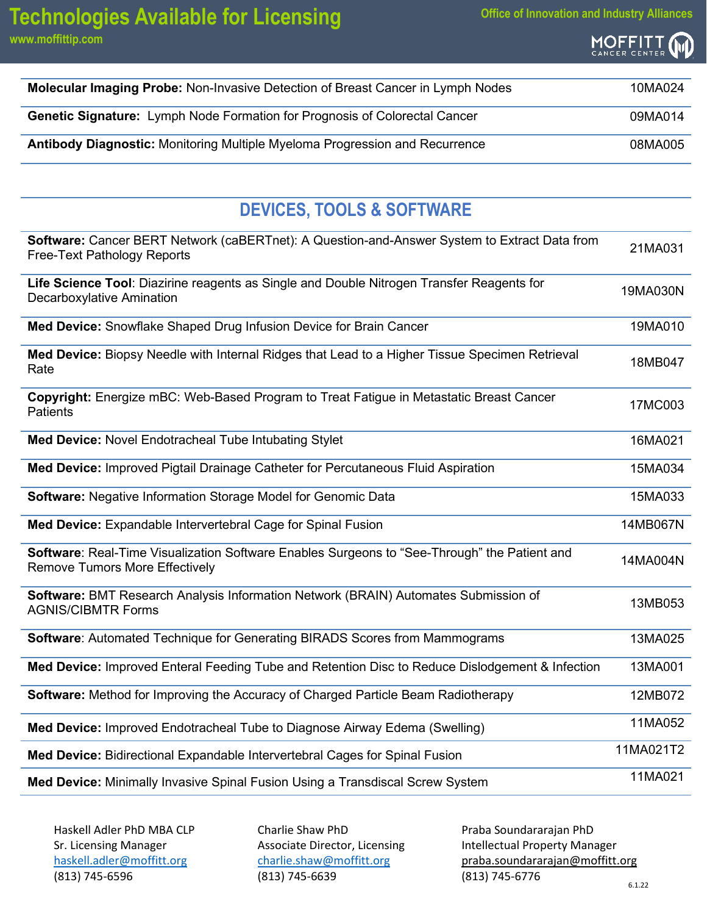| | |
|---|---|
| **Molecular Imaging Probe:** Non-Invasive Detection of Breast Cancer in Lymph Nodes | 10MA024 |
| **Genetic Signature:** Lymph Node Formation for Prognosis of Colorectal Cancer | 09MA014 |
| **Antibody Diagnostic:** Monitoring Multiple Myeloma Progression and Recurrence | 08MA005 |

## DEVICES, TOOLS & SOFTWARE

| | |
|---|---|
| **Software:** Cancer BERT Network (caBERTnet): A Question-and-Answer System to Extract Data from Free-Text Pathology Reports | 21MA031 |
| **Life Science Tool**: Diazirine reagents as Single and Double Nitrogen Transfer Reagents for Decarboxylative Amination | 19MA030N |
| **Med Device:** Snowflake Shaped Drug Infusion Device for Brain Cancer | 19MA010 |
| **Med Device:** Biopsy Needle with Internal Ridges that Lead to a Higher Tissue Specimen Retrieval Rate | 18MB047 |
| **Copyright:** Energize mBC: Web-Based Program to Treat Fatigue in Metastatic Breast Cancer Patients | 17MC003 |
| **Med Device:** Novel Endotracheal Tube Intubating Stylet | 16MA021 |
| **Med Device:** Improved Pigtail Drainage Catheter for Percutaneous Fluid Aspiration | 15MA034 |
| **Software:** Negative Information Storage Model for Genomic Data | 15MA033 |
| **Med Device:** Expandable Intervertebral Cage for Spinal Fusion | 14MB067N |
| **Software**: Real-Time Visualization Software Enables Surgeons to "See-Through" the Patient and Remove Tumors More Effectively | 14MA004N |
| **Software:** BMT Research Analysis Information Network (BRAIN) Automates Submission of AGNIS/CIBMTR Forms | 13MB053 |
| **Software**: Automated Technique for Generating BIRADS Scores from Mammograms | 13MA025 |
| **Med Device:** Improved Enteral Feeding Tube and Retention Disc to Reduce Dislodgement & Infection | 13MA001 |
| **Software:** Method for Improving the Accuracy of Charged Particle Beam Radiotherapy | 12MB072 |
| **Med Device:** Improved Endotracheal Tube to Diagnose Airway Edema (Swelling) | 11MA052 |
| **Med Device:** Bidirectional Expandable Intervertebral Cages for Spinal Fusion | 11MA021T2 |
| **Med Device:** Minimally Invasive Spinal Fusion Using a Transdiscal Screw System | 11MA021 |

Haskell Adler PhD MBA CLP
Sr. Licensing Manager
haskell.adler@moffitt.org
(813) 745-6596

Charlie Shaw PhD
Associate Director, Licensing
charlie.shaw@moffitt.org
(813) 745-6639

Praba Soundararajan PhD
Intellectual Property Manager
praba.soundararajan@moffitt.org
(813) 745-6776

6.1.22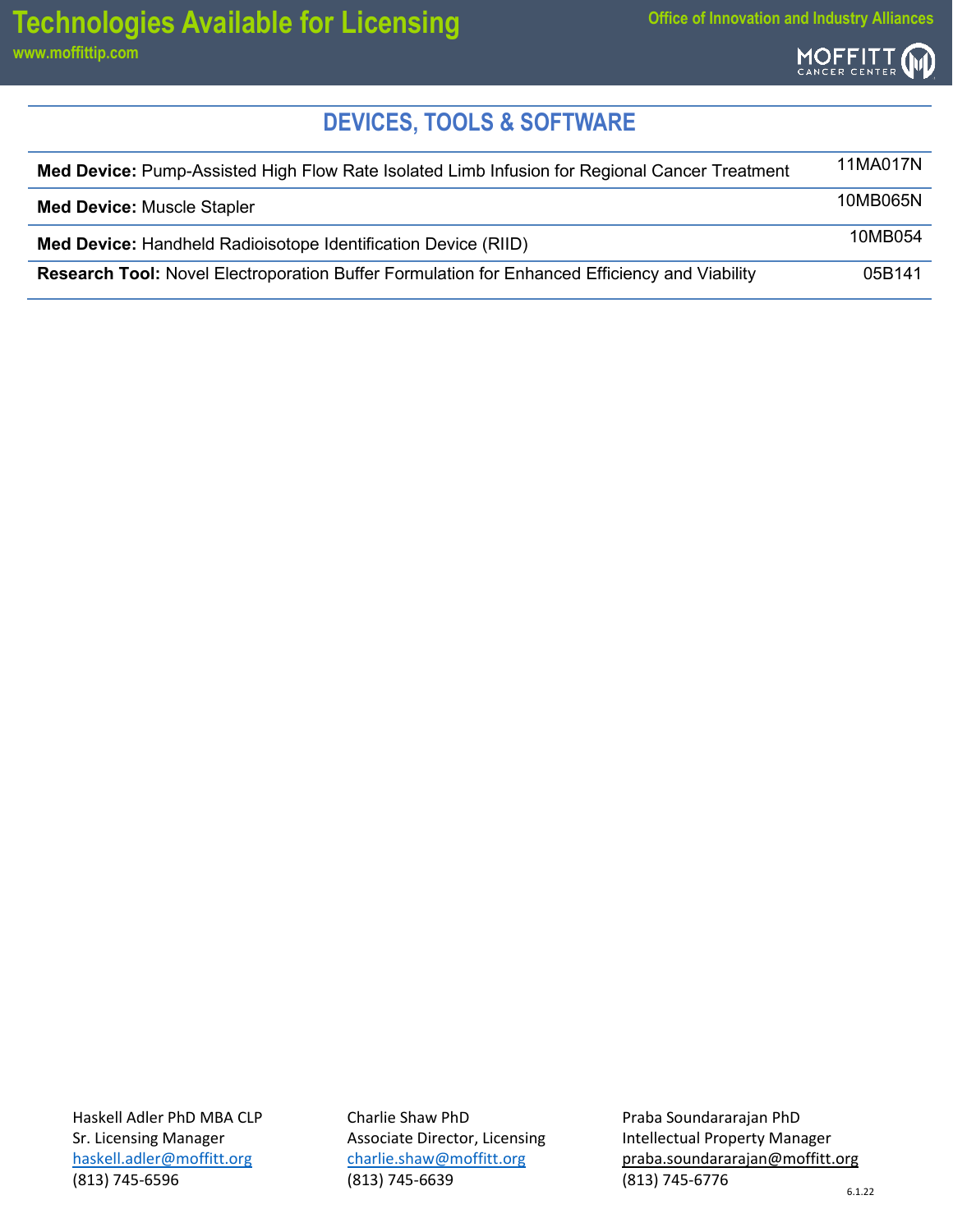## DEVICES, TOOLS & SOFTWARE

| | |
|---|---|
| **Med Device:** Pump-Assisted High Flow Rate Isolated Limb Infusion for Regional Cancer Treatment | 11MA017N |
| **Med Device:** Muscle Stapler | 10MB065N |
| **Med Device:** Handheld Radioisotope Identification Device (RIID) | 10MB054 |
| **Research Tool:** Novel Electroporation Buffer Formulation for Enhanced Efficiency and Viability | 05B141 |

Haskell Adler PhD MBA CLP
Sr. Licensing Manager
haskell.adler@moffitt.org
(813) 745-6596

Charlie Shaw PhD
Associate Director, Licensing
charlie.shaw@moffitt.org
(813) 745-6639

Praba Soundararajan PhD
Intellectual Property Manager
praba.soundararajan@moffitt.org
(813) 745-6776

6.1.22